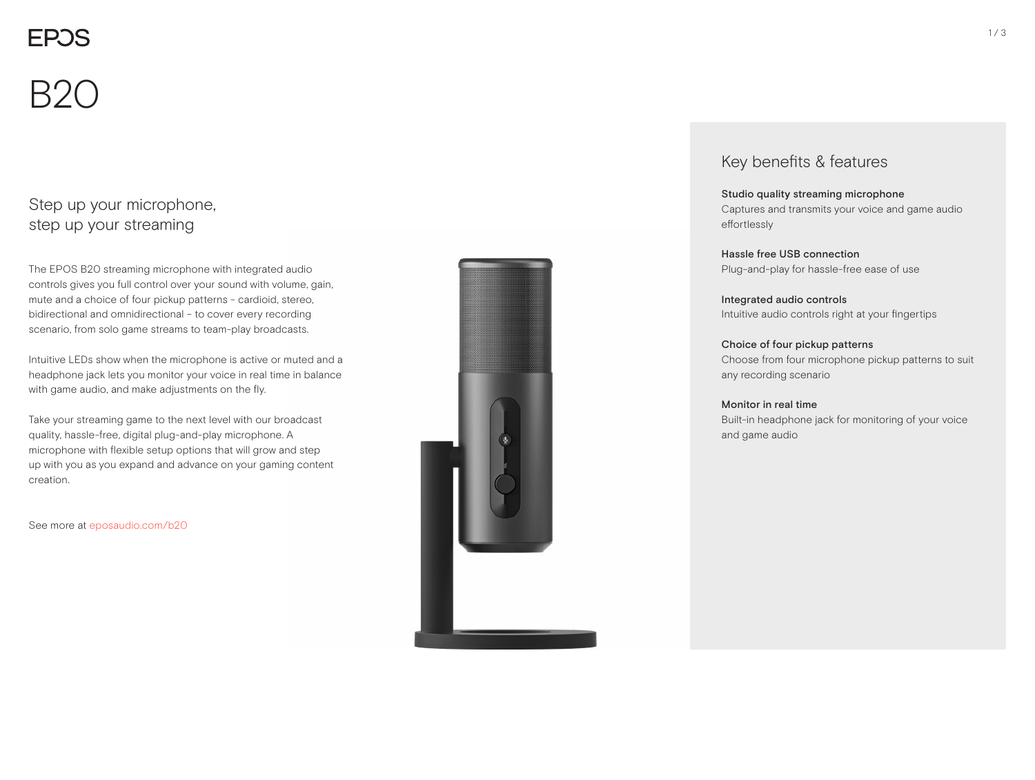EPOS

# B20

## Step up your microphone, step up your streaming

The EPOS B20 streaming microphone with integrated audio controls gives you full control over your sound with volume, gain, mute and a choice of four pickup patterns - cardioid, stereo, bidirectional and omnidirectional – to cover every recording scenario, from solo game streams to team-play broadcasts.

Intuitive LEDs show when the microphone is active or muted and a headphone jack lets you monitor your voice in real time in balance with game audio, and make adjustments on the fly.

Take your streaming game to the next level with our broadcast quality, hassle-free, digital plug-and-play microphone. A microphone with flexible setup options that will grow and step up with you as you expand and advance on your gaming content creation.

See more at eposaudio.com/b20

## Key benefits & features

**Studio quality streaming microphone**
Captures and transmits your voice and game audio effortlessly

**Hassle free USB connection**
Plug-and-play for hassle-free ease of use

**Integrated audio controls**
Intuitive audio controls right at your fingertips

**Choice of four pickup patterns**
Choose from four microphone pickup patterns to suit any recording scenario

**Monitor in real time**
Built-in headphone jack for monitoring of your voice and game audio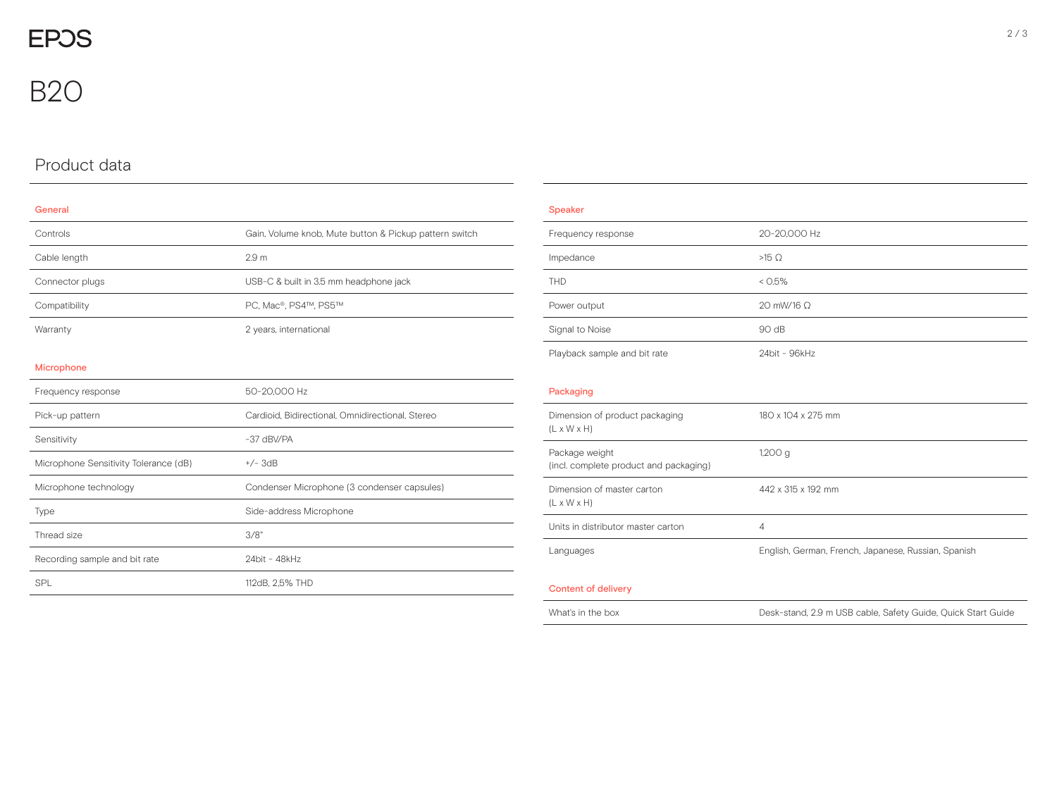EPOS

# B20

## Product data

### General

| | |
|---|---|
| Controls | Gain, Volume knob, Mute button & Pickup pattern switch |
| Cable length | 2.9 m |
| Connector plugs | USB-C & built in 3.5 mm headphone jack |
| Compatibility | PC, Mac®, PS4™, PS5™ |
| Warranty | 2 years, international |

### Microphone

| | |
|---|---|
| Frequency response | 50-20,000 Hz |
| Pick-up pattern | Cardioid, Bidirectional, Omnidirectional, Stereo |
| Sensitivity | -37 dBV/PA |
| Microphone Sensitivity Tolerance (dB) | +/- 3dB |
| Microphone technology | Condenser Microphone (3 condenser capsules) |
| Type | Side-address Microphone |
| Thread size | 3/8" |
| Recording sample and bit rate | 24bit - 48kHz |
| SPL | 112dB, 2,5% THD |

### Speaker

| | |
|---|---|
| Frequency response | 20-20,000 Hz |
| Impedance | >15 Ω |
| THD | < 0.5% |
| Power output | 20 mW/16 Ω |
| Signal to Noise | 90 dB |
| Playback sample and bit rate | 24bit - 96kHz |

### Packaging

| | |
|---|---|
| Dimension of product packaging (L x W x H) | 180 x 104 x 275 mm |
| Package weight (incl. complete product and packaging) | 1,200 g |
| Dimension of master carton (L x W x H) | 442 x 315 x 192 mm |
| Units in distributor master carton | 4 |
| Languages | English, German, French, Japanese, Russian, Spanish |

### Content of delivery

| | |
|---|---|
| What's in the box | Desk-stand, 2.9 m USB cable, Safety Guide, Quick Start Guide |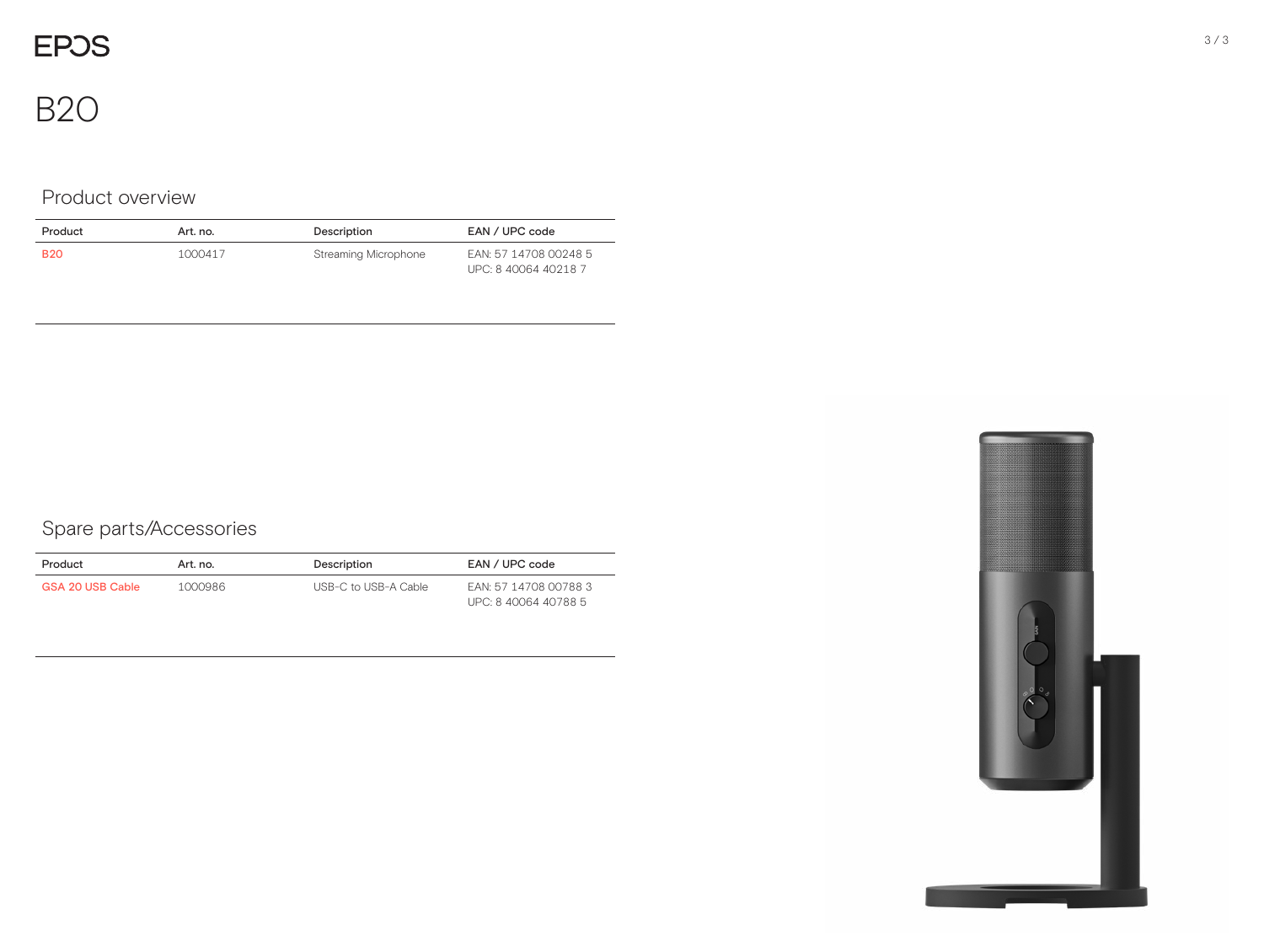EPOS

# B20

## Product overview

| Product | Art. no. | Description | EAN / UPC code |
|---|---|---|---|
| B20 | 1000417 | Streaming Microphone | EAN: 57 14708 00248 5<br>UPC: 8 40064 40218 7 |

## Spare parts/Accessories

| Product | Art. no. | Description | EAN / UPC code |
|---|---|---|---|
| GSA 20 USB Cable | 1000986 | USB-C to USB-A Cable | EAN: 57 14708 00788 3<br>UPC: 8 40064 40788 5 |